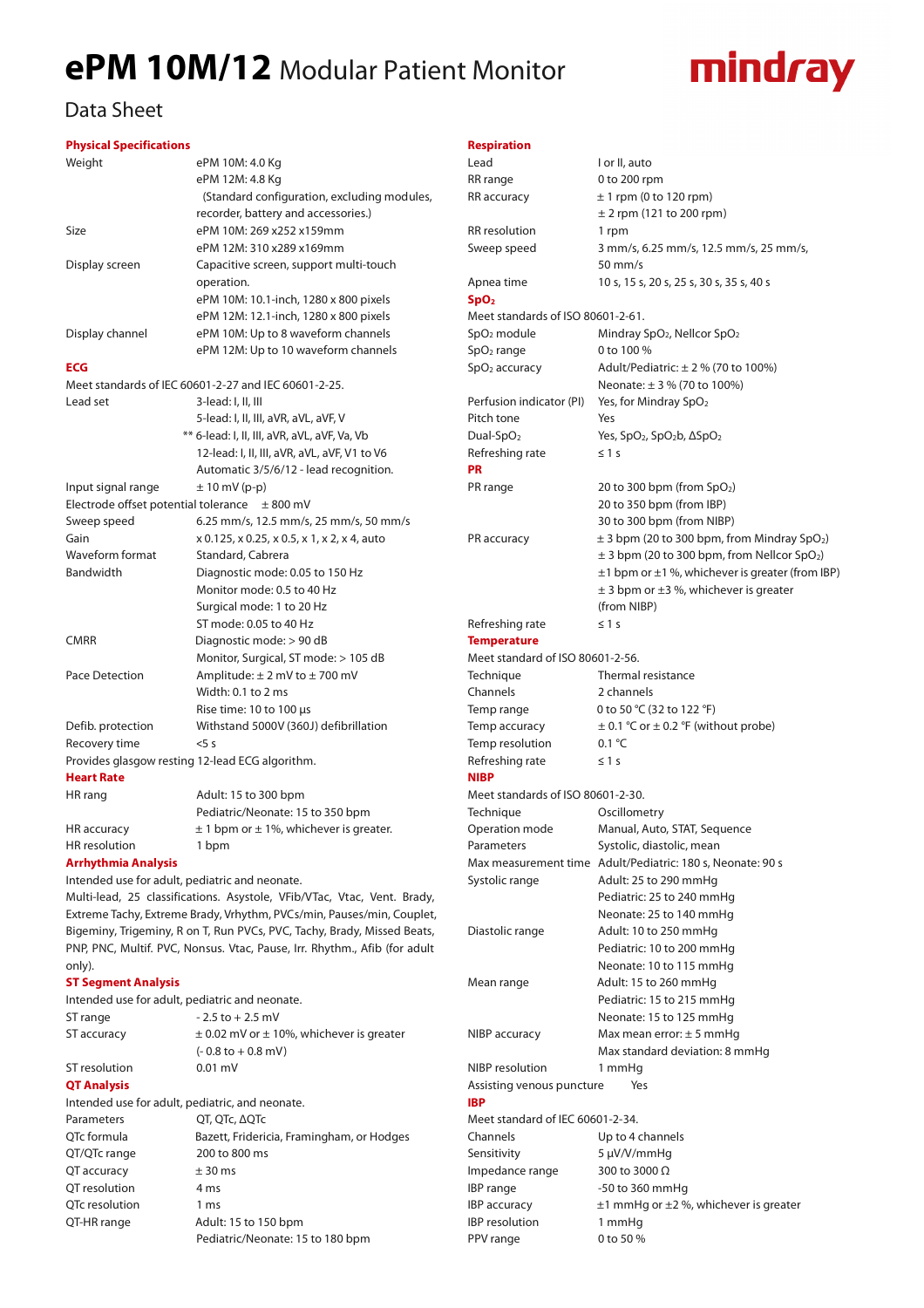# ePM 10M/12 Modular Patient Monitor

mindray

## Data Sheet

### Physical Specifications

| | |
|---|---|
| Weight | ePM 10M: 4.0 Kg<br>ePM 12M: 4.8 Kg<br>(Standard configuration, excluding modules, recorder, battery and accessories.) |
| Size | ePM 10M: 269 x252 x159mm<br>ePM 12M: 310 x289 x169mm |
| Display screen | Capacitive screen, support multi-touch operation.<br>ePM 10M: 10.1-inch, 1280 x 800 pixels<br>ePM 12M: 12.1-inch, 1280 x 800 pixels |
| Display channel | ePM 10M: Up to 8 waveform channels<br>ePM 12M: Up to 10 waveform channels |

### ECG

Meet standards of IEC 60601-2-27 and IEC 60601-2-25.

| | |
|---|---|
| Lead set | 3-lead: I, II, III<br>5-lead: I, II, III, aVR, aVL, aVF, V<br>** 6-lead: I, II, III, aVR, aVL, aVF, Va, Vb<br>12-lead: I, II, III, aVR, aVL, aVF, V1 to V6<br>Automatic 3/5/6/12 - lead recognition. |
| Input signal range | ± 10 mV (p-p) |
| Electrode offset potential tolerance | ± 800 mV |
| Sweep speed | 6.25 mm/s, 12.5 mm/s, 25 mm/s, 50 mm/s |
| Gain | x 0.125, x 0.25, x 0.5, x 1, x 2, x 4, auto |
| Waveform format | Standard, Cabrera |
| Bandwidth | Diagnostic mode: 0.05 to 150 Hz<br>Monitor mode: 0.5 to 40 Hz<br>Surgical mode: 1 to 20 Hz<br>ST mode: 0.05 to 40 Hz |
| CMRR | Diagnostic mode: > 90 dB<br>Monitor, Surgical, ST mode: > 105 dB |
| Pace Detection | Amplitude: ± 2 mV to ± 700 mV<br>Width: 0.1 to 2 ms<br>Rise time: 10 to 100 µs |
| Defib. protection | Withstand 5000V (360J) defibrillation |
| Recovery time | <5 s |

Provides glasgow resting 12-lead ECG algorithm.

### Heart Rate

| | |
|---|---|
| HR rang | Adult: 15 to 300 bpm<br>Pediatric/Neonate: 15 to 350 bpm |
| HR accuracy | ± 1 bpm or ± 1%, whichever is greater. |
| HR resolution | 1 bpm |

### Arrhythmia Analysis

Intended use for adult, pediatric and neonate.

Multi-lead, 25 classifications. Asystole, VFib/VTac, Vtac, Vent. Brady, Extreme Tachy, Extreme Brady, Vrhythm, PVCs/min, Pauses/min, Couplet, Bigeminy, Trigeminy, R on T, Run PVCs, PVC, Tachy, Brady, Missed Beats, PNP, PNC, Multif. PVC, Nonsus. Vtac, Pause, Irr. Rhythm., Afib (for adult only).

### ST Segment Analysis

Intended use for adult, pediatric and neonate.

| | |
|---|---|
| ST range | - 2.5 to + 2.5 mV |
| ST accuracy | ± 0.02 mV or ± 10%, whichever is greater<br>(- 0.8 to + 0.8 mV) |
| ST resolution | 0.01 mV |

### QT Analysis

Intended use for adult, pediatric, and neonate.

| | |
|---|---|
| Parameters | QT, QTc, ΔQTc |
| QTc formula | Bazett, Fridericia, Framingham, or Hodges |
| QT/QTc range | 200 to 800 ms |
| QT accuracy | ± 30 ms |
| QT resolution | 4 ms |
| QTc resolution | 1 ms |
| QT-HR range | Adult: 15 to 150 bpm<br>Pediatric/Neonate: 15 to 180 bpm |

### Respiration

| | |
|---|---|
| Lead | I or II, auto |
| RR range | 0 to 200 rpm |
| RR accuracy | ± 1 rpm (0 to 120 rpm)<br>± 2 rpm (121 to 200 rpm) |
| RR resolution | 1 rpm |
| Sweep speed | 3 mm/s, 6.25 mm/s, 12.5 mm/s, 25 mm/s, 50 mm/s |
| Apnea time | 10 s, 15 s, 20 s, 25 s, 30 s, 35 s, 40 s |

### $SpO_2$

Meet standards of ISO 80601-2-61.

| | |
|---|---|
| $SpO_2$ module | Mindray $SpO_2$, Nellcor $SpO_2$ |
| $SpO_2$ range | 0 to 100 % |
| $SpO_2$ accuracy | Adult/Pediatric: ± 2 % (70 to 100%)<br>Neonate: ± 3 % (70 to 100%) |
| Perfusion indicator (PI) | Yes, for Mindray $SpO_2$ |
| Pitch tone | Yes |
| Dual-$SpO_2$ | Yes, $SpO_2$, $SpO_2b$, $\Delta SpO_2$ |
| Refreshing rate | ≤ 1 s |

### PR

| | |
|---|---|
| PR range | 20 to 300 bpm (from $SpO_2$)<br>20 to 350 bpm (from IBP)<br>30 to 300 bpm (from NIBP) |
| PR accuracy | ± 3 bpm (20 to 300 bpm, from Mindray $SpO_2$)<br>± 3 bpm (20 to 300 bpm, from Nellcor $SpO_2$)<br>±1 bpm or ±1 %, whichever is greater (from IBP)<br>± 3 bpm or ±3 %, whichever is greater (from NIBP) |
| Refreshing rate | ≤ 1 s |

### Temperature

Meet standard of ISO 80601-2-56.

| | |
|---|---|
| Technique | Thermal resistance |
| Channels | 2 channels |
| Temp range | 0 to 50 °C (32 to 122 °F) |
| Temp accuracy | ± 0.1 °C or ± 0.2 °F (without probe) |
| Temp resolution | 0.1 °C |
| Refreshing rate | ≤ 1 s |

### NIBP

Meet standards of ISO 80601-2-30.

| | |
|---|---|
| Technique | Oscillometry |
| Operation mode | Manual, Auto, STAT, Sequence |
| Parameters | Systolic, diastolic, mean |
| Max measurement time | Adult/Pediatric: 180 s, Neonate: 90 s |
| Systolic range | Adult: 25 to 290 mmHg<br>Pediatric: 25 to 240 mmHg<br>Neonate: 25 to 140 mmHg |
| Diastolic range | Adult: 10 to 250 mmHg<br>Pediatric: 10 to 200 mmHg<br>Neonate: 10 to 115 mmHg |
| Mean range | Adult: 15 to 260 mmHg<br>Pediatric: 15 to 215 mmHg<br>Neonate: 15 to 125 mmHg |
| NIBP accuracy | Max mean error: ± 5 mmHg<br>Max standard deviation: 8 mmHg |
| NIBP resolution | 1 mmHg |
| Assisting venous puncture | Yes |

### IBP

Meet standard of IEC 60601-2-34.

| | |
|---|---|
| Channels | Up to 4 channels |
| Sensitivity | 5 µV/V/mmHg |
| Impedance range | 300 to 3000 Ω |
| IBP range | -50 to 360 mmHg |
| IBP accuracy | ±1 mmHg or ±2 %, whichever is greater |
| IBP resolution | 1 mmHg |
| PPV range | 0 to 50 % |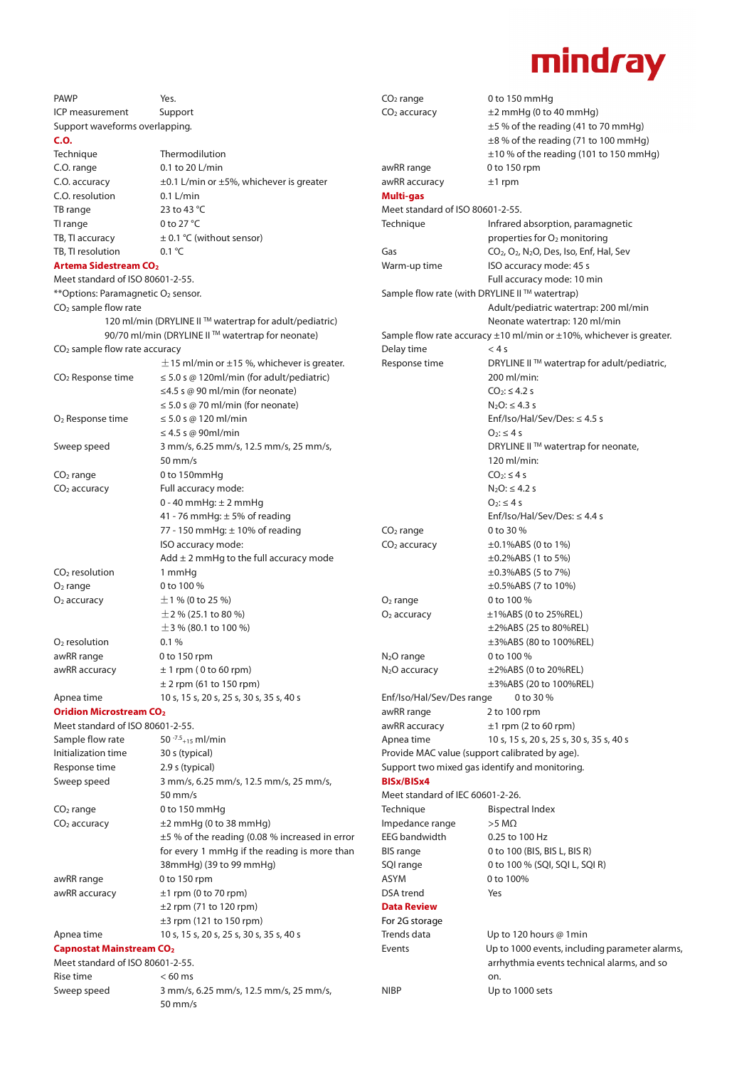PAWP Yes.

ICP measurement Support

Support waveforms overlapping.

## C.O.

| | |
|---|---|
| Technique | Thermodilution |
| C.O. range | 0.1 to 20 L/min |
| C.O. accuracy | ±0.1 L/min or ±5%, whichever is greater |
| C.O. resolution | 0.1 L/min |
| TB range | 23 to 43 °C |
| TI range | 0 to 27 °C |
| TB, TI accuracy | ± 0.1 °C (without sensor) |
| TB, TI resolution | 0.1 °C |

## Artema Sidestream $CO_2$

Meet standard of ISO 80601-2-55.

**Options: Paramagnetic $O_2$ sensor.

$CO_2$ sample flow rate

120 ml/min (DRYLINE II ™ watertrap for adult/pediatric)

90/70 ml/min (DRYLINE II ™ watertrap for neonate)

$CO_2$ sample flow rate accuracy

±15 ml/min or ±15 %, whichever is greater.

| | |
|---|---|
| $CO_2$ Response time | ≤ 5.0 s @ 120ml/min (for adult/pediatric)<br>≤4.5 s @ 90 ml/min (for neonate)<br>≤ 5.0 s @ 70 ml/min (for neonate) |
| $O_2$ Response time | ≤ 5.0 s @ 120 ml/min<br>≤ 4.5 s @ 90ml/min |
| Sweep speed | 3 mm/s, 6.25 mm/s, 12.5 mm/s, 25 mm/s, 50 mm/s |
| $CO_2$ range | 0 to 150mmHg |
| $CO_2$ accuracy | Full accuracy mode:<br>0 - 40 mmHg: ± 2 mmHg<br>41 - 76 mmHg: ± 5% of reading<br>77 - 150 mmHg: ± 10% of reading<br>ISO accuracy mode:<br>Add ± 2 mmHg to the full accuracy mode |
| $CO_2$ resolution | 1 mmHg |
| $O_2$ range | 0 to 100 % |
| $O_2$ accuracy | ±1 % (0 to 25 %)<br>±2 % (25.1 to 80 %)<br>±3 % (80.1 to 100 %) |
| $O_2$ resolution | 0.1 % |
| awRR range | 0 to 150 rpm |
| awRR accuracy | ± 1 rpm ( 0 to 60 rpm)<br>± 2 rpm (61 to 150 rpm) |
| Apnea time | 10 s, 15 s, 20 s, 25 s, 30 s, 35 s, 40 s |

## Oridion Microstream $CO_2$

Meet standard of ISO 80601-2-55.

| | |
|---|---|
| Sample flow rate | $50^{-7.5}_{+15}$ ml/min |
| Initialization time | 30 s (typical) |
| Response time | 2.9 s (typical) |
| Sweep speed | 3 mm/s, 6.25 mm/s, 12.5 mm/s, 25 mm/s, 50 mm/s |
| $CO_2$ range | 0 to 150 mmHg |
| $CO_2$ accuracy | ±2 mmHg (0 to 38 mmHg)<br>±5 % of the reading (0.08 % increased in error for every 1 mmHg if the reading is more than 38mmHg) (39 to 99 mmHg) |
| awRR range | 0 to 150 rpm |
| awRR accuracy | ±1 rpm (0 to 70 rpm)<br>±2 rpm (71 to 120 rpm)<br>±3 rpm (121 to 150 rpm) |
| Apnea time | 10 s, 15 s, 20 s, 25 s, 30 s, 35 s, 40 s |

## Capnostat Mainstream $CO_2$

Meet standard of ISO 80601-2-55.

| | |
|---|---|
| Rise time | < 60 ms |
| Sweep speed | 3 mm/s, 6.25 mm/s, 12.5 mm/s, 25 mm/s, 50 mm/s |
| $CO_2$ range | 0 to 150 mmHg |
| $CO_2$ accuracy | ±2 mmHg (0 to 40 mmHg)<br>±5 % of the reading (41 to 70 mmHg)<br>±8 % of the reading (71 to 100 mmHg)<br>±10 % of the reading (101 to 150 mmHg) |
| awRR range | 0 to 150 rpm |
| awRR accuracy | ±1 rpm |

## Multi-gas

Meet standard of ISO 80601-2-55.

| | |
|---|---|
| Technique | Infrared absorption, paramagnetic properties for $O_2$ monitoring |
| Gas | $CO_2$, $O_2$, $N_2O$, Des, Iso, Enf, Hal, Sev |
| Warm-up time | ISO accuracy mode: 45 s<br>Full accuracy mode: 10 min |

Sample flow rate (with DRYLINE II ™ watertrap)

Adult/pediatric watertrap: 200 ml/min

Neonate watertrap: 120 ml/min

Sample flow rate accuracy ±10 ml/min or ±10%, whichever is greater.

| | |
|---|---|
| Delay time | < 4 s |
| Response time | DRYLINE II ™ watertrap for adult/pediatric, 200 ml/min:<br>$CO_2$: ≤ 4.2 s<br>$N_2O$: ≤ 4.3 s<br>Enf/Iso/Hal/Sev/Des: ≤ 4.5 s<br>$O_2$: ≤ 4 s<br>DRYLINE II ™ watertrap for neonate, 120 ml/min:<br>$CO_2$: ≤ 4 s<br>$N_2O$: ≤ 4.2 s<br>$O_2$: ≤ 4 s<br>Enf/Iso/Hal/Sev/Des: ≤ 4.4 s |
| $CO_2$ range | 0 to 30 % |
| $CO_2$ accuracy | ±0.1%ABS (0 to 1%)<br>±0.2%ABS (1 to 5%)<br>±0.3%ABS (5 to 7%)<br>±0.5%ABS (7 to 10%) |
| $O_2$ range | 0 to 100 % |
| $O_2$ accuracy | ±1%ABS (0 to 25%REL)<br>±2%ABS (25 to 80%REL)<br>±3%ABS (80 to 100%REL) |
| $N_2O$ range | 0 to 100 % |
| $N_2O$ accuracy | ±2%ABS (0 to 20%REL)<br>±3%ABS (20 to 100%REL) |
| Enf/Iso/Hal/Sev/Des range | 0 to 30 % |
| awRR range | 2 to 100 rpm |
| awRR accuracy | ±1 rpm (2 to 60 rpm) |
| Apnea time | 10 s, 15 s, 20 s, 25 s, 30 s, 35 s, 40 s |

Provide MAC value (support calibrated by age).

Support two mixed gas identify and monitoring.

## BISx/BISx4

Meet standard of IEC 60601-2-26.

| | |
|---|---|
| Technique | Bispectral Index |
| Impedance range | >5 MΩ |
| EEG bandwidth | 0.25 to 100 Hz |
| BIS range | 0 to 100 (BIS, BIS L, BIS R) |
| SQI range | 0 to 100 % (SQI, SQI L, SQI R) |
| ASYM | 0 to 100% |
| DSA trend | Yes |

## Data Review

For 2G storage

| | |
|---|---|
| Trends data | Up to 120 hours @ 1min |
| Events | Up to 1000 events, including parameter alarms, arrhythmia events technical alarms, and so on. |
| NIBP | Up to 1000 sets |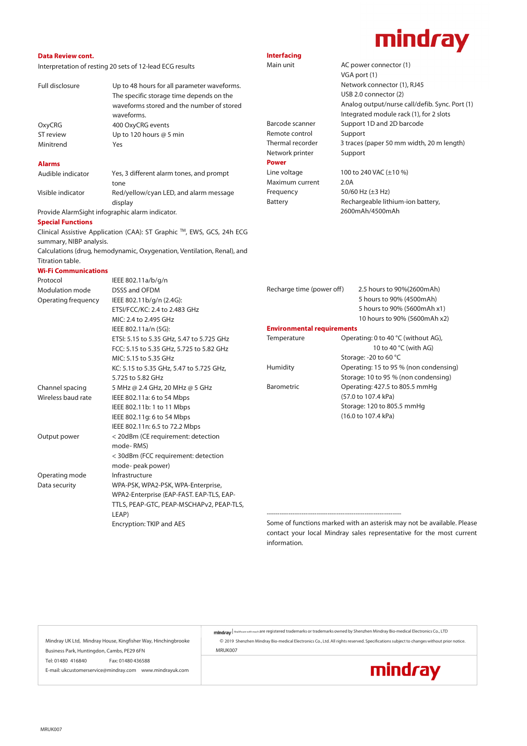## Data Review cont.

Interpretation of resting 20 sets of 12-lead ECG results

| | |
|---|---|
| Full disclosure | Up to 48 hours for all parameter waveforms. The specific storage time depends on the waveforms stored and the number of stored waveforms. |
| OxyCRG | 400 OxyCRG events |
| ST review | Up to 120 hours @ 5 min |
| Minitrend | Yes |

## Alarms

| | |
|---|---|
| Audible indicator | Yes, 3 different alarm tones, and prompt tone |
| Visible indicator | Red/yellow/cyan LED, and alarm message display |

Provide AlarmSight infographic alarm indicator.

## Special Functions

Clinical Assistive Application (CAA): ST Graphic ™, EWS, GCS, 24h ECG summary, NIBP analysis.

Calculations (drug, hemodynamic, Oxygenation, Ventilation, Renal), and Titration table.

## Wi-Fi Communications

| | |
|---|---|
| Protocol | IEEE 802.11a/b/g/n |
| Modulation mode | DSSS and OFDM |
| Operating frequency | IEEE 802.11b/g/n (2.4G):<br>ETSI/FCC/KC: 2.4 to 2.483 GHz<br>MIC: 2.4 to 2.495 GHz<br>IEEE 802.11a/n (5G):<br>ETSI: 5.15 to 5.35 GHz, 5.47 to 5.725 GHz<br>FCC: 5.15 to 5.35 GHz, 5.725 to 5.82 GHz<br>MIC: 5.15 to 5.35 GHz<br>KC: 5.15 to 5.35 GHz, 5.47 to 5.725 GHz, 5.725 to 5.82 GHz |
| Channel spacing | 5 MHz @ 2.4 GHz, 20 MHz @ 5 GHz |
| Wireless baud rate | IEEE 802.11a: 6 to 54 Mbps<br>IEEE 802.11b: 1 to 11 Mbps<br>IEEE 802.11g: 6 to 54 Mbps<br>IEEE 802.11n: 6.5 to 72.2 Mbps |
| Output power | < 20dBm (CE requirement: detection mode- RMS)<br>< 30dBm (FCC requirement: detection mode- peak power) |
| Operating mode | Infrastructure |
| Data security | WPA-PSK, WPA2-PSK, WPA-Enterprise, WPA2-Enterprise (EAP-FAST. EAP-TLS, EAP-TTLS, PEAP-GTC, PEAP-MSCHAPv2, PEAP-TLS, LEAP)<br>Encryption: TKIP and AES |

## Interfacing

| | |
|---|---|
| Main unit | AC power connector (1)<br>VGA port (1)<br>Network connector (1), RJ45<br>USB 2.0 connector (2)<br>Analog output/nurse call/defib. Sync. Port (1)<br>Integrated module rack (1), for 2 slots |
| Barcode scanner | Support 1D and 2D barcode |
| Remote control | Support |
| Thermal recorder | 3 traces (paper 50 mm width, 20 m length) |
| Network printer | Support |

## Power

| | |
|---|---|
| Line voltage | 100 to 240 VAC (±10 %) |
| Maximum current | 2.0A |
| Frequency | 50/60 Hz (±3 Hz) |
| Battery | Rechargeable lithium-ion battery, 2600mAh/4500mAh |
| Recharge time (power off) | 2.5 hours to 90%(2600mAh)<br>5 hours to 90% (4500mAh)<br>5 hours to 90% (5600mAh x1)<br>10 hours to 90% (5600mAh x2) |

## Environmental requirements

| | |
|---|---|
| Temperature | Operating: 0 to 40 °C (without AG),<br>10 to 40 °C (with AG)<br>Storage: -20 to 60 °C |
| Humidity | Operating: 15 to 95 % (non condensing)<br>Storage: 10 to 95 % (non condensing) |
| Barometric | Operating: 427.5 to 805.5 mmHg (57.0 to 107.4 kPa)<br>Storage: 120 to 805.5 mmHg (16.0 to 107.4 kPa) |

---

Some of functions marked with an asterisk may not be available. Please contact your local Mindray sales representative for the most current information.

Mindray UK Ltd, Mindray House, Kingfisher Way, Hinchingbrooke Business Park, Huntingdon, Cambs, PE29 6FN
Tel: 01480 416840 Fax: 01480 436588
E-mail: ukcustomerservice@mindray.com www.mindrayuk.com

mindray | Healthcare within reach are registered trademarks or trademarks owned by Shenzhen Mindray Bio-medical Electronics Co., LTD
© 2019 Shenzhen Mindray Bio-medical Electronics Co., Ltd. All rights reserved. Specifications subject to changes without prior notice.
MRUK007